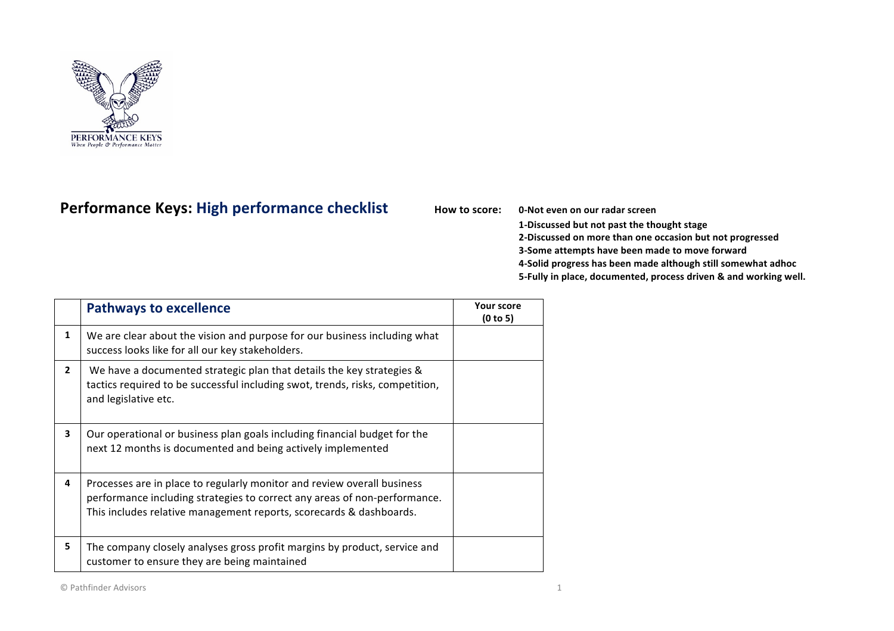# Performance Keys: High performance checklist

**How to score:**

**0-Not even on our radar screen**
**1-Discussed but not past the thought stage**
**2-Discussed on more than one occasion but not progressed**
**3-Some attempts have been made to move forward**
**4-Solid progress has been made although still somewhat adhoc**
**5-Fully in place, documented, process driven & and working well.**

| | Pathways to excellence | Your score (0 to 5) |
|---|---|---|
| **1** | We are clear about the vision and purpose for our business including what success looks like for all our key stakeholders. | |
| **2** | We have a documented strategic plan that details the key strategies & tactics required to be successful including swot, trends, risks, competition, and legislative etc. | |
| **3** | Our operational or business plan goals including financial budget for the next 12 months is documented and being actively implemented | |
| **4** | Processes are in place to regularly monitor and review overall business performance including strategies to correct any areas of non-performance. This includes relative management reports, scorecards & dashboards. | |
| **5** | The company closely analyses gross profit margins by product, service and customer to ensure they are being maintained | |

© Pathfinder Advisors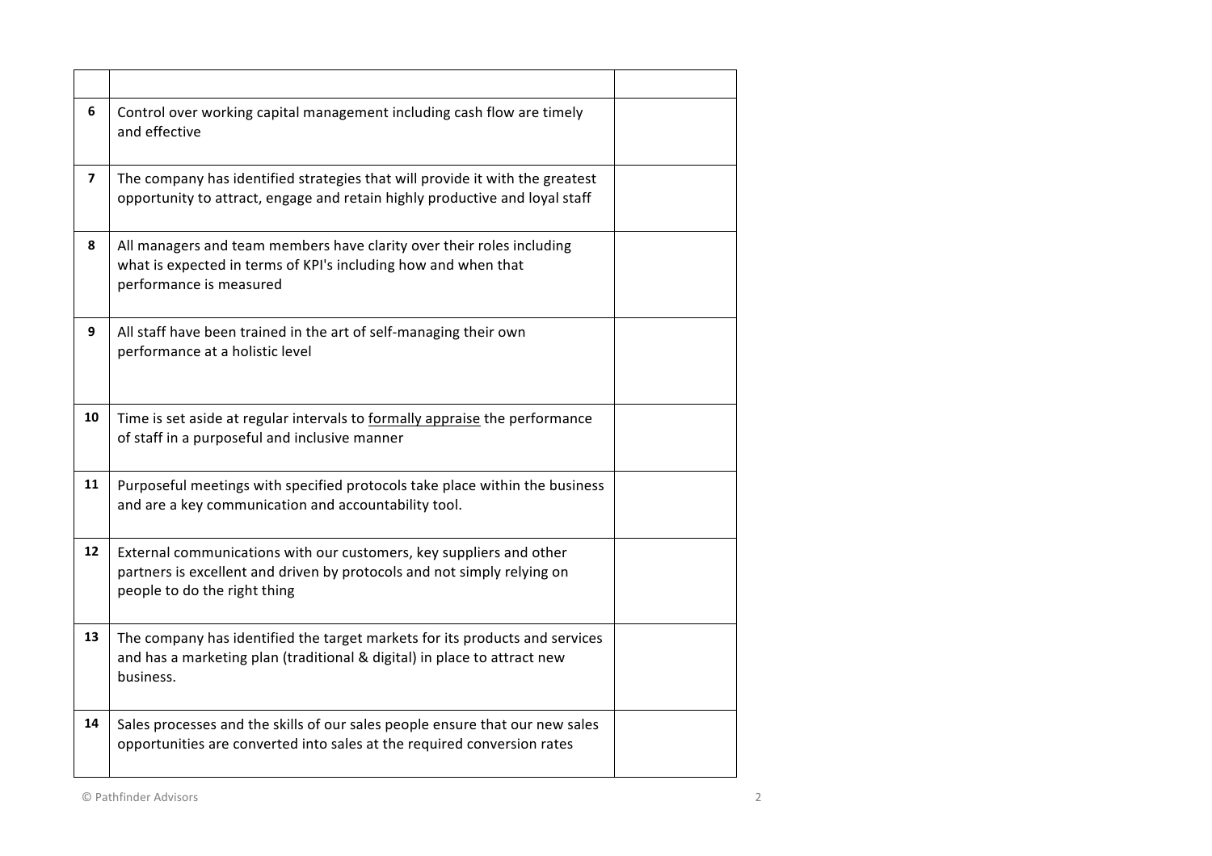| | | |
|---|---|---|
| **6** | Control over working capital management including cash flow are timely and effective | |
| **7** | The company has identified strategies that will provide it with the greatest opportunity to attract, engage and retain highly productive and loyal staff | |
| **8** | All managers and team members have clarity over their roles including what is expected in terms of KPI's including how and when that performance is measured | |
| **9** | All staff have been trained in the art of self-managing their own performance at a holistic level | |
| **10** | Time is set aside at regular intervals to formally appraise the performance of staff in a purposeful and inclusive manner | |
| **11** | Purposeful meetings with specified protocols take place within the business and are a key communication and accountability tool. | |
| **12** | External communications with our customers, key suppliers and other partners is excellent and driven by protocols and not simply relying on people to do the right thing | |
| **13** | The company has identified the target markets for its products and services and has a marketing plan (traditional & digital) in place to attract new business. | |
| **14** | Sales processes and the skills of our sales people ensure that our new sales opportunities are converted into sales at the required conversion rates | |

© Pathfinder Advisors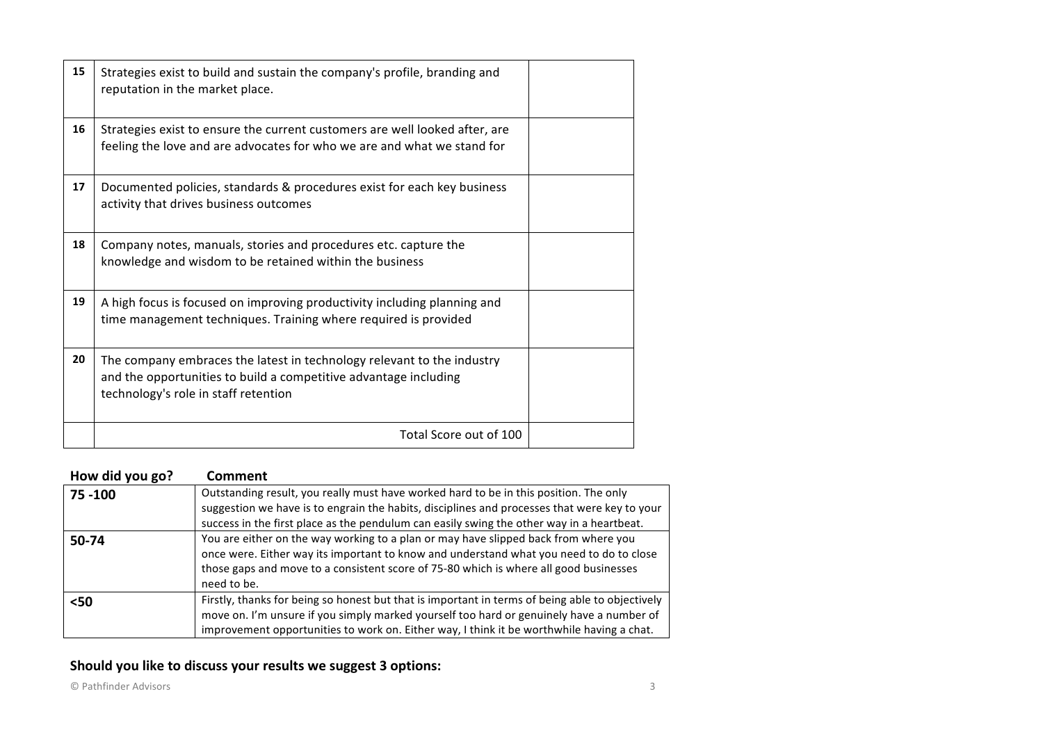| | | |
|---|---|---|
| **15** | Strategies exist to build and sustain the company's profile, branding and reputation in the market place. | |
| **16** | Strategies exist to ensure the current customers are well looked after, are feeling the love and are advocates for who we are and what we stand for | |
| **17** | Documented policies, standards & procedures exist for each key business activity that drives business outcomes | |
| **18** | Company notes, manuals, stories and procedures etc. capture the knowledge and wisdom to be retained within the business | |
| **19** | A high focus is focused on improving productivity including planning and time management techniques. Training where required is provided | |
| **20** | The company embraces the latest in technology relevant to the industry and the opportunities to build a competitive advantage including technology's role in staff retention | |
| | Total Score out of 100 | |

| How did you go? | Comment |
|---|---|
| **75 -100** | Outstanding result, you really must have worked hard to be in this position. The only suggestion we have is to engrain the habits, disciplines and processes that were key to your success in the first place as the pendulum can easily swing the other way in a heartbeat. |
| **50-74** | You are either on the way working to a plan or may have slipped back from where you once were. Either way its important to know and understand what you need to do to close those gaps and move to a consistent score of 75-80 which is where all good businesses need to be. |
| **<50** | Firstly, thanks for being so honest but that is important in terms of being able to objectively move on. I'm unsure if you simply marked yourself too hard or genuinely have a number of improvement opportunities to work on. Either way, I think it be worthwhile having a chat. |

**Should you like to discuss your results we suggest 3 options:**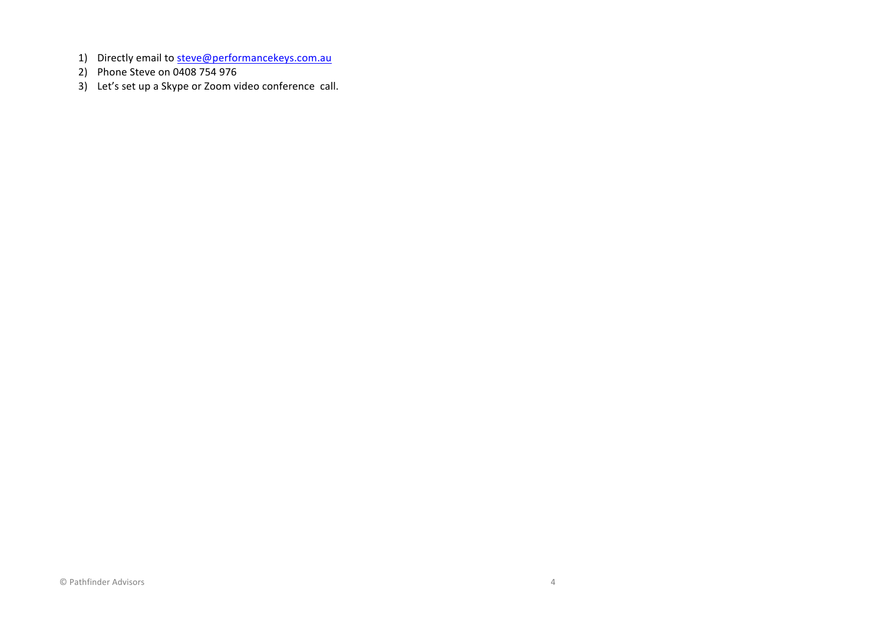1) Directly email to steve@performancekeys.com.au
2) Phone Steve on 0408 754 976
3) Let's set up a Skype or Zoom video conference call.

© Pathfinder Advisors